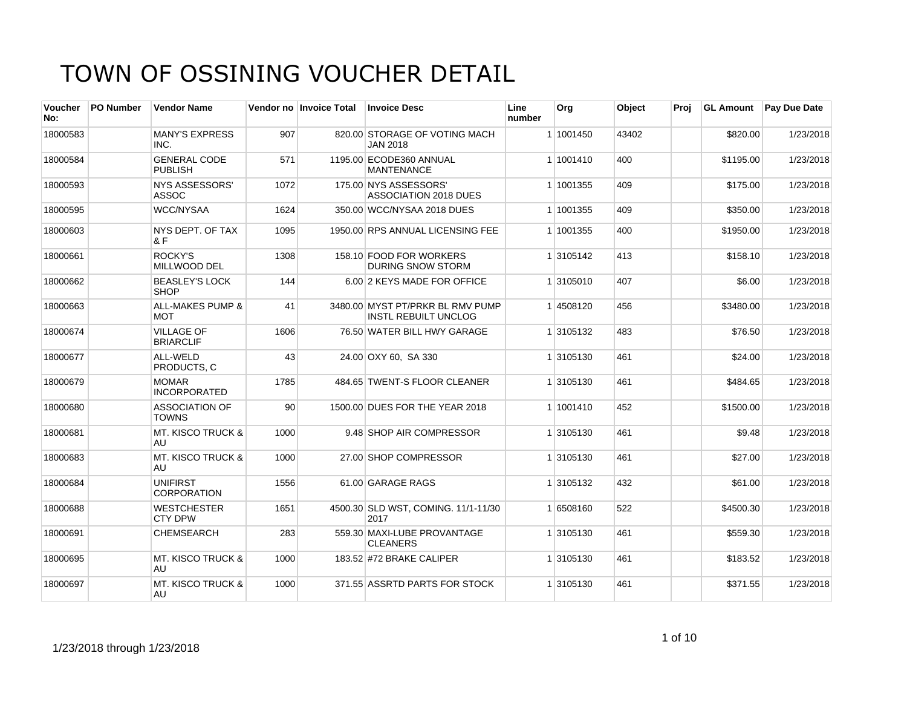# TOWN OF OSSINING VOUCHER DETAIL

| Voucher No: | PO Number | Vendor Name | Vendor no | Invoice Total | Invoice Desc | Line number | Org | Object | Proj | GL Amount | Pay Due Date |
|---|---|---|---|---|---|---|---|---|---|---|---|
| 18000583 | | MANY'S EXPRESS INC. | 907 | 820.00 | STORAGE OF VOTING MACH JAN 2018 | 1 | 1001450 | 43402 | | $820.00 | 1/23/2018 |
| 18000584 | | GENERAL CODE PUBLISH | 571 | 1195.00 | ECODE360 ANNUAL MANTENANCE | 1 | 1001410 | 400 | | $1195.00 | 1/23/2018 |
| 18000593 | | NYS ASSESSORS' ASSOC | 1072 | 175.00 | NYS ASSESSORS' ASSOCIATION 2018 DUES | 1 | 1001355 | 409 | | $175.00 | 1/23/2018 |
| 18000595 | | WCC/NYSAA | 1624 | 350.00 | WCC/NYSAA 2018 DUES | 1 | 1001355 | 409 | | $350.00 | 1/23/2018 |
| 18000603 | | NYS DEPT. OF TAX & F | 1095 | 1950.00 | RPS ANNUAL LICENSING FEE | 1 | 1001355 | 400 | | $1950.00 | 1/23/2018 |
| 18000661 | | ROCKY'S MILLWOOD DEL | 1308 | 158.10 | FOOD FOR WORKERS DURING SNOW STORM | 1 | 3105142 | 413 | | $158.10 | 1/23/2018 |
| 18000662 | | BEASLEY'S LOCK SHOP | 144 | 6.00 | 2 KEYS MADE FOR OFFICE | 1 | 3105010 | 407 | | $6.00 | 1/23/2018 |
| 18000663 | | ALL-MAKES PUMP & MOT | 41 | 3480.00 | MYST PT/PRKR BL RMV PUMP INSTL REBUILT UNCLOG | 1 | 4508120 | 456 | | $3480.00 | 1/23/2018 |
| 18000674 | | VILLAGE OF BRIARCLIF | 1606 | 76.50 | WATER BILL HWY GARAGE | 1 | 3105132 | 483 | | $76.50 | 1/23/2018 |
| 18000677 | | ALL-WELD PRODUCTS, C | 43 | 24.00 | OXY 60, SA 330 | 1 | 3105130 | 461 | | $24.00 | 1/23/2018 |
| 18000679 | | MOMAR INCORPORATED | 1785 | 484.65 | TWENT-S FLOOR CLEANER | 1 | 3105130 | 461 | | $484.65 | 1/23/2018 |
| 18000680 | | ASSOCIATION OF TOWNS | 90 | 1500.00 | DUES FOR THE YEAR 2018 | 1 | 1001410 | 452 | | $1500.00 | 1/23/2018 |
| 18000681 | | MT. KISCO TRUCK & AU | 1000 | 9.48 | SHOP AIR COMPRESSOR | 1 | 3105130 | 461 | | $9.48 | 1/23/2018 |
| 18000683 | | MT. KISCO TRUCK & AU | 1000 | 27.00 | SHOP COMPRESSOR | 1 | 3105130 | 461 | | $27.00 | 1/23/2018 |
| 18000684 | | UNIFIRST CORPORATION | 1556 | 61.00 | GARAGE RAGS | 1 | 3105132 | 432 | | $61.00 | 1/23/2018 |
| 18000688 | | WESTCHESTER CTY DPW | 1651 | 4500.30 | SLD WST, COMING. 11/1-11/30 2017 | 1 | 6508160 | 522 | | $4500.30 | 1/23/2018 |
| 18000691 | | CHEMSEARCH | 283 | 559.30 | MAXI-LUBE PROVANTAGE CLEANERS | 1 | 3105130 | 461 | | $559.30 | 1/23/2018 |
| 18000695 | | MT. KISCO TRUCK & AU | 1000 | 183.52 | #72 BRAKE CALIPER | 1 | 3105130 | 461 | | $183.52 | 1/23/2018 |
| 18000697 | | MT. KISCO TRUCK & AU | 1000 | 371.55 | ASSRTD PARTS FOR STOCK | 1 | 3105130 | 461 | | $371.55 | 1/23/2018 |

1/23/2018 through 1/23/2018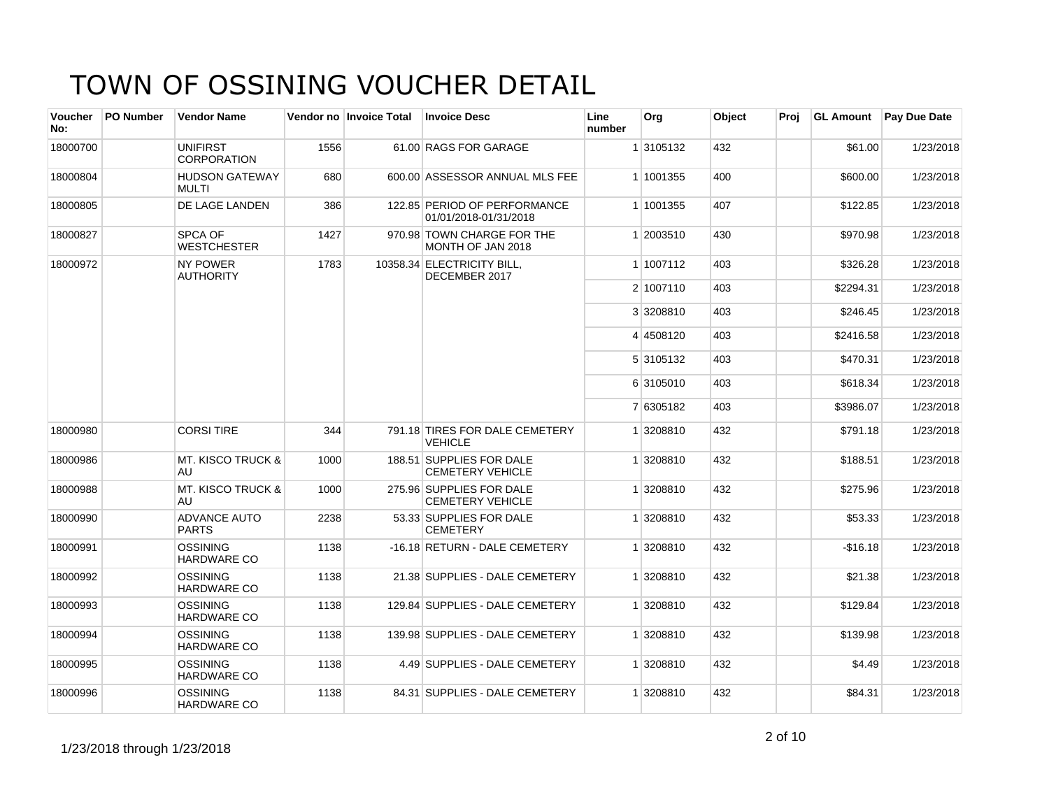# TOWN OF OSSINING VOUCHER DETAIL

| Voucher No: | PO Number | Vendor Name | Vendor no | Invoice Total | Invoice Desc | Line number | Org | Object | Proj | GL Amount | Pay Due Date |
|---|---|---|---|---|---|---|---|---|---|---|---|
| 18000700 | | UNIFIRST CORPORATION | 1556 | 61.00 | RAGS FOR GARAGE | 1 | 3105132 | 432 | | $61.00 | 1/23/2018 |
| 18000804 | | HUDSON GATEWAY MULTI | 680 | 600.00 | ASSESSOR ANNUAL MLS FEE | 1 | 1001355 | 400 | | $600.00 | 1/23/2018 |
| 18000805 | | DE LAGE LANDEN | 386 | 122.85 | PERIOD OF PERFORMANCE 01/01/2018-01/31/2018 | 1 | 1001355 | 407 | | $122.85 | 1/23/2018 |
| 18000827 | | SPCA OF WESTCHESTER | 1427 | 970.98 | TOWN CHARGE FOR THE MONTH OF JAN 2018 | 1 | 2003510 | 430 | | $970.98 | 1/23/2018 |
| 18000972 | | NY POWER AUTHORITY | 1783 | 10358.34 | ELECTRICITY BILL, DECEMBER 2017 | 1 | 1007112 | 403 | | $326.28 | 1/23/2018 |
| | | | | | | 2 | 1007110 | 403 | | $2294.31 | 1/23/2018 |
| | | | | | | 3 | 3208810 | 403 | | $246.45 | 1/23/2018 |
| | | | | | | 4 | 4508120 | 403 | | $2416.58 | 1/23/2018 |
| | | | | | | 5 | 3105132 | 403 | | $470.31 | 1/23/2018 |
| | | | | | | 6 | 3105010 | 403 | | $618.34 | 1/23/2018 |
| | | | | | | 7 | 6305182 | 403 | | $3986.07 | 1/23/2018 |
| 18000980 | | CORSI TIRE | 344 | 791.18 | TIRES FOR DALE CEMETERY VEHICLE | 1 | 3208810 | 432 | | $791.18 | 1/23/2018 |
| 18000986 | | MT. KISCO TRUCK & AU | 1000 | 188.51 | SUPPLIES FOR DALE CEMETERY VEHICLE | 1 | 3208810 | 432 | | $188.51 | 1/23/2018 |
| 18000988 | | MT. KISCO TRUCK & AU | 1000 | 275.96 | SUPPLIES FOR DALE CEMETERY VEHICLE | 1 | 3208810 | 432 | | $275.96 | 1/23/2018 |
| 18000990 | | ADVANCE AUTO PARTS | 2238 | 53.33 | SUPPLIES FOR DALE CEMETERY | 1 | 3208810 | 432 | | $53.33 | 1/23/2018 |
| 18000991 | | OSSINING HARDWARE CO | 1138 | -16.18 | RETURN - DALE CEMETERY | 1 | 3208810 | 432 | | -$16.18 | 1/23/2018 |
| 18000992 | | OSSINING HARDWARE CO | 1138 | 21.38 | SUPPLIES - DALE CEMETERY | 1 | 3208810 | 432 | | $21.38 | 1/23/2018 |
| 18000993 | | OSSINING HARDWARE CO | 1138 | 129.84 | SUPPLIES - DALE CEMETERY | 1 | 3208810 | 432 | | $129.84 | 1/23/2018 |
| 18000994 | | OSSINING HARDWARE CO | 1138 | 139.98 | SUPPLIES - DALE CEMETERY | 1 | 3208810 | 432 | | $139.98 | 1/23/2018 |
| 18000995 | | OSSINING HARDWARE CO | 1138 | 4.49 | SUPPLIES - DALE CEMETERY | 1 | 3208810 | 432 | | $4.49 | 1/23/2018 |
| 18000996 | | OSSINING HARDWARE CO | 1138 | 84.31 | SUPPLIES - DALE CEMETERY | 1 | 3208810 | 432 | | $84.31 | 1/23/2018 |

1/23/2018 through 1/23/2018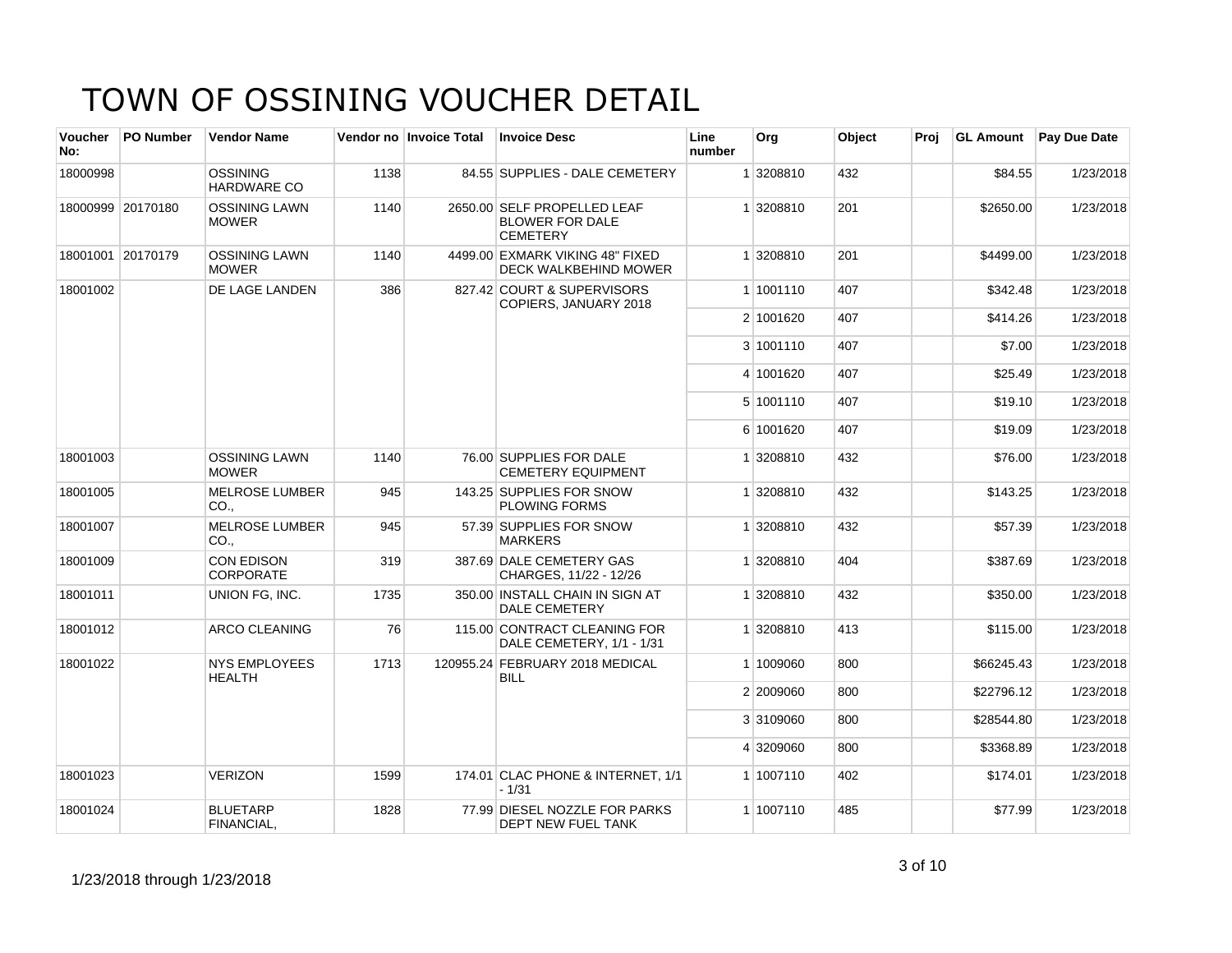# TOWN OF OSSINING VOUCHER DETAIL

| Voucher No: | PO Number | Vendor Name | Vendor no | Invoice Total | Invoice Desc | Line number | Org | Object | Proj | GL Amount | Pay Due Date |
|---|---|---|---|---|---|---|---|---|---|---|---|
| 18000998 | | OSSINING HARDWARE CO | 1138 | 84.55 | SUPPLIES - DALE CEMETERY | 1 | 3208810 | 432 | | $84.55 | 1/23/2018 |
| 18000999 | 20170180 | OSSINING LAWN MOWER | 1140 | 2650.00 | SELF PROPELLED LEAF BLOWER FOR DALE CEMETERY | 1 | 3208810 | 201 | | $2650.00 | 1/23/2018 |
| 18001001 | 20170179 | OSSINING LAWN MOWER | 1140 | 4499.00 | EXMARK VIKING 48" FIXED DECK WALKBEHIND MOWER | 1 | 3208810 | 201 | | $4499.00 | 1/23/2018 |
| 18001002 | | DE LAGE LANDEN | 386 | 827.42 | COURT & SUPERVISORS COPIERS, JANUARY 2018 | 1 | 1001110 | 407 | | $342.48 | 1/23/2018 |
| | | | | | | 2 | 1001620 | 407 | | $414.26 | 1/23/2018 |
| | | | | | | 3 | 1001110 | 407 | | $7.00 | 1/23/2018 |
| | | | | | | 4 | 1001620 | 407 | | $25.49 | 1/23/2018 |
| | | | | | | 5 | 1001110 | 407 | | $19.10 | 1/23/2018 |
| | | | | | | 6 | 1001620 | 407 | | $19.09 | 1/23/2018 |
| 18001003 | | OSSINING LAWN MOWER | 1140 | 76.00 | SUPPLIES FOR DALE CEMETERY EQUIPMENT | 1 | 3208810 | 432 | | $76.00 | 1/23/2018 |
| 18001005 | | MELROSE LUMBER CO., | 945 | 143.25 | SUPPLIES FOR SNOW PLOWING FORMS | 1 | 3208810 | 432 | | $143.25 | 1/23/2018 |
| 18001007 | | MELROSE LUMBER CO., | 945 | 57.39 | SUPPLIES FOR SNOW MARKERS | 1 | 3208810 | 432 | | $57.39 | 1/23/2018 |
| 18001009 | | CON EDISON CORPORATE | 319 | 387.69 | DALE CEMETERY GAS CHARGES, 11/22 - 12/26 | 1 | 3208810 | 404 | | $387.69 | 1/23/2018 |
| 18001011 | | UNION FG, INC. | 1735 | 350.00 | INSTALL CHAIN IN SIGN AT DALE CEMETERY | 1 | 3208810 | 432 | | $350.00 | 1/23/2018 |
| 18001012 | | ARCO CLEANING | 76 | 115.00 | CONTRACT CLEANING FOR DALE CEMETERY, 1/1 - 1/31 | 1 | 3208810 | 413 | | $115.00 | 1/23/2018 |
| 18001022 | | NYS EMPLOYEES HEALTH | 1713 | 120955.24 | FEBRUARY 2018 MEDICAL BILL | 1 | 1009060 | 800 | | $66245.43 | 1/23/2018 |
| | | | | | | 2 | 2009060 | 800 | | $22796.12 | 1/23/2018 |
| | | | | | | 3 | 3109060 | 800 | | $28544.80 | 1/23/2018 |
| | | | | | | 4 | 3209060 | 800 | | $3368.89 | 1/23/2018 |
| 18001023 | | VERIZON | 1599 | 174.01 | CLAC PHONE & INTERNET, 1/1 - 1/31 | 1 | 1007110 | 402 | | $174.01 | 1/23/2018 |
| 18001024 | | BLUETARP FINANCIAL, | 1828 | 77.99 | DIESEL NOZZLE FOR PARKS DEPT NEW FUEL TANK | 1 | 1007110 | 485 | | $77.99 | 1/23/2018 |

1/23/2018 through 1/23/2018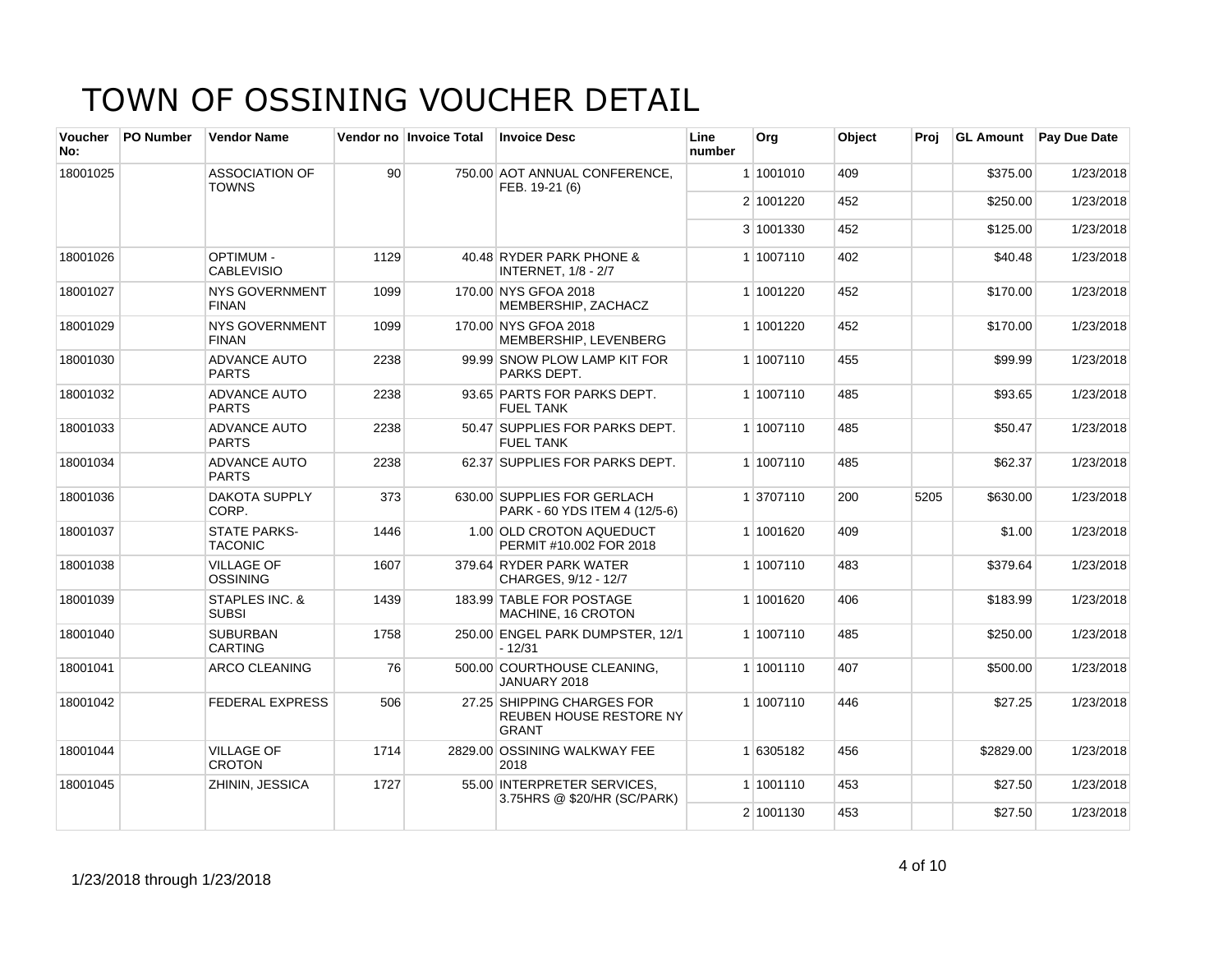# TOWN OF OSSINING VOUCHER DETAIL

| Voucher No: | PO Number | Vendor Name | Vendor no | Invoice Total | Invoice Desc | Line number | Org | Object | Proj | GL Amount | Pay Due Date |
|---|---|---|---|---|---|---|---|---|---|---|---|
| 18001025 | | ASSOCIATION OF TOWNS | 90 | 750.00 | AOT ANNUAL CONFERENCE, FEB. 19-21 (6) | 1 | 1001010 | 409 | | $375.00 | 1/23/2018 |
| | | | | | | 2 | 1001220 | 452 | | $250.00 | 1/23/2018 |
| | | | | | | 3 | 1001330 | 452 | | $125.00 | 1/23/2018 |
| 18001026 | | OPTIMUM - CABLEVISIO | 1129 | 40.48 | RYDER PARK PHONE & INTERNET, 1/8 - 2/7 | 1 | 1007110 | 402 | | $40.48 | 1/23/2018 |
| 18001027 | | NYS GOVERNMENT FINAN | 1099 | 170.00 | NYS GFOA 2018 MEMBERSHIP, ZACHACZ | 1 | 1001220 | 452 | | $170.00 | 1/23/2018 |
| 18001029 | | NYS GOVERNMENT FINAN | 1099 | 170.00 | NYS GFOA 2018 MEMBERSHIP, LEVENBERG | 1 | 1001220 | 452 | | $170.00 | 1/23/2018 |
| 18001030 | | ADVANCE AUTO PARTS | 2238 | 99.99 | SNOW PLOW LAMP KIT FOR PARKS DEPT. | 1 | 1007110 | 455 | | $99.99 | 1/23/2018 |
| 18001032 | | ADVANCE AUTO PARTS | 2238 | 93.65 | PARTS FOR PARKS DEPT. FUEL TANK | 1 | 1007110 | 485 | | $93.65 | 1/23/2018 |
| 18001033 | | ADVANCE AUTO PARTS | 2238 | 50.47 | SUPPLIES FOR PARKS DEPT. FUEL TANK | 1 | 1007110 | 485 | | $50.47 | 1/23/2018 |
| 18001034 | | ADVANCE AUTO PARTS | 2238 | 62.37 | SUPPLIES FOR PARKS DEPT. | 1 | 1007110 | 485 | | $62.37 | 1/23/2018 |
| 18001036 | | DAKOTA SUPPLY CORP. | 373 | 630.00 | SUPPLIES FOR GERLACH PARK - 60 YDS ITEM 4 (12/5-6) | 1 | 3707110 | 200 | 5205 | $630.00 | 1/23/2018 |
| 18001037 | | STATE PARKS-TACONIC | 1446 | 1.00 | OLD CROTON AQUEDUCT PERMIT #10.002 FOR 2018 | 1 | 1001620 | 409 | | $1.00 | 1/23/2018 |
| 18001038 | | VILLAGE OF OSSINING | 1607 | 379.64 | RYDER PARK WATER CHARGES, 9/12 - 12/7 | 1 | 1007110 | 483 | | $379.64 | 1/23/2018 |
| 18001039 | | STAPLES INC. & SUBSI | 1439 | 183.99 | TABLE FOR POSTAGE MACHINE, 16 CROTON | 1 | 1001620 | 406 | | $183.99 | 1/23/2018 |
| 18001040 | | SUBURBAN CARTING | 1758 | 250.00 | ENGEL PARK DUMPSTER, 12/1 - 12/31 | 1 | 1007110 | 485 | | $250.00 | 1/23/2018 |
| 18001041 | | ARCO CLEANING | 76 | 500.00 | COURTHOUSE CLEANING, JANUARY 2018 | 1 | 1001110 | 407 | | $500.00 | 1/23/2018 |
| 18001042 | | FEDERAL EXPRESS | 506 | 27.25 | SHIPPING CHARGES FOR REUBEN HOUSE RESTORE NY GRANT | 1 | 1007110 | 446 | | $27.25 | 1/23/2018 |
| 18001044 | | VILLAGE OF CROTON | 1714 | 2829.00 | OSSINING WALKWAY FEE 2018 | 1 | 6305182 | 456 | | $2829.00 | 1/23/2018 |
| 18001045 | | ZHININ, JESSICA | 1727 | 55.00 | INTERPRETER SERVICES, 3.75HRS @ $20/HR (SC/PARK) | 1 | 1001110 | 453 | | $27.50 | 1/23/2018 |
| | | | | | | 2 | 1001130 | 453 | | $27.50 | 1/23/2018 |

1/23/2018 through 1/23/2018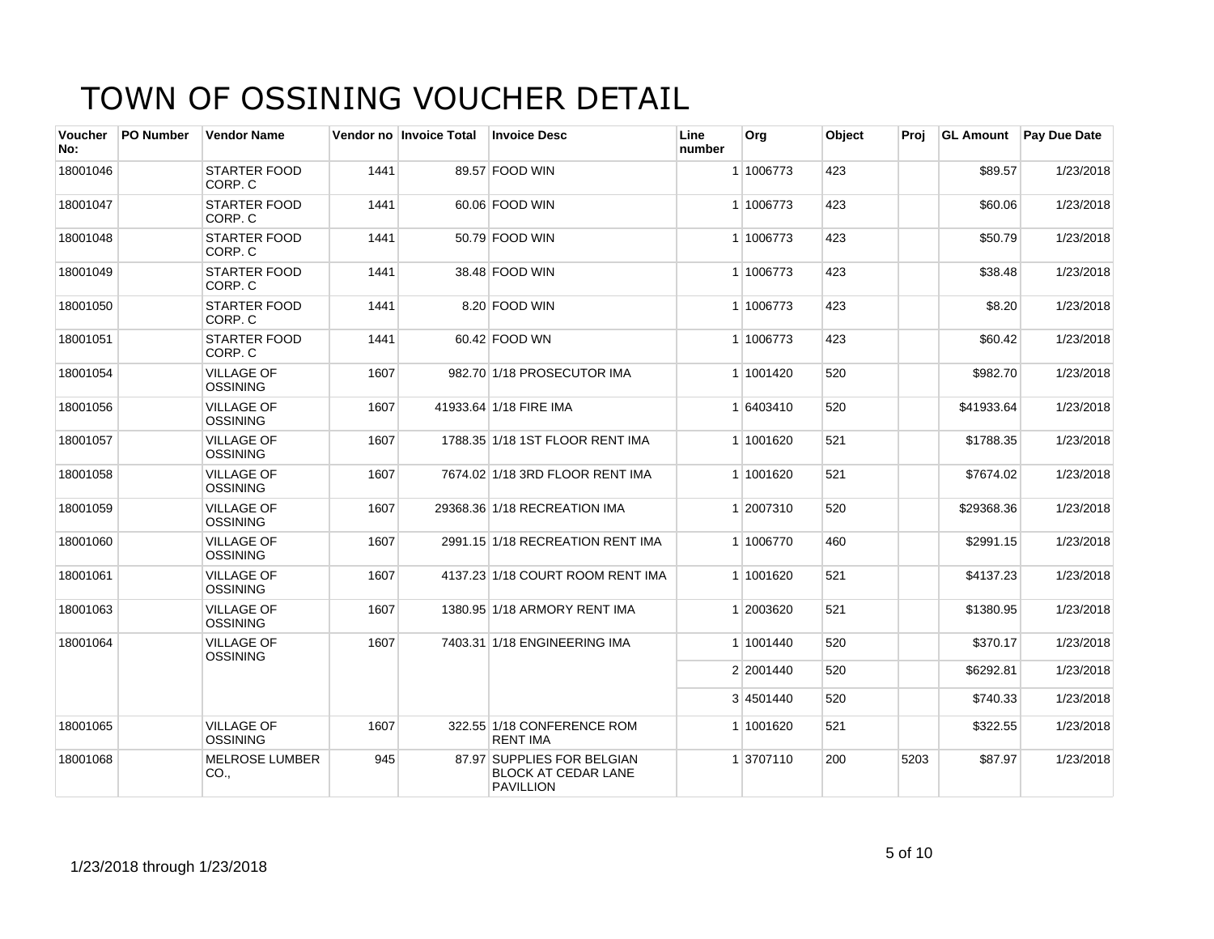# TOWN OF OSSINING VOUCHER DETAIL

| Voucher No: | PO Number | Vendor Name | Vendor no | Invoice Total | Invoice Desc | Line number | Org | Object | Proj | GL Amount | Pay Due Date |
|---|---|---|---|---|---|---|---|---|---|---|---|
| 18001046 | | STARTER FOOD CORP. C | 1441 | 89.57 | FOOD WIN | 1 | 1006773 | 423 | | $89.57 | 1/23/2018 |
| 18001047 | | STARTER FOOD CORP. C | 1441 | 60.06 | FOOD WIN | 1 | 1006773 | 423 | | $60.06 | 1/23/2018 |
| 18001048 | | STARTER FOOD CORP. C | 1441 | 50.79 | FOOD WIN | 1 | 1006773 | 423 | | $50.79 | 1/23/2018 |
| 18001049 | | STARTER FOOD CORP. C | 1441 | 38.48 | FOOD WIN | 1 | 1006773 | 423 | | $38.48 | 1/23/2018 |
| 18001050 | | STARTER FOOD CORP. C | 1441 | 8.20 | FOOD WIN | 1 | 1006773 | 423 | | $8.20 | 1/23/2018 |
| 18001051 | | STARTER FOOD CORP. C | 1441 | 60.42 | FOOD WN | 1 | 1006773 | 423 | | $60.42 | 1/23/2018 |
| 18001054 | | VILLAGE OF OSSINING | 1607 | 982.70 | 1/18 PROSECUTOR IMA | 1 | 1001420 | 520 | | $982.70 | 1/23/2018 |
| 18001056 | | VILLAGE OF OSSINING | 1607 | 41933.64 | 1/18 FIRE IMA | 1 | 6403410 | 520 | | $41933.64 | 1/23/2018 |
| 18001057 | | VILLAGE OF OSSINING | 1607 | 1788.35 | 1/18 1ST FLOOR RENT IMA | 1 | 1001620 | 521 | | $1788.35 | 1/23/2018 |
| 18001058 | | VILLAGE OF OSSINING | 1607 | 7674.02 | 1/18 3RD FLOOR RENT IMA | 1 | 1001620 | 521 | | $7674.02 | 1/23/2018 |
| 18001059 | | VILLAGE OF OSSINING | 1607 | 29368.36 | 1/18 RECREATION IMA | 1 | 2007310 | 520 | | $29368.36 | 1/23/2018 |
| 18001060 | | VILLAGE OF OSSINING | 1607 | 2991.15 | 1/18 RECREATION RENT IMA | 1 | 1006770 | 460 | | $2991.15 | 1/23/2018 |
| 18001061 | | VILLAGE OF OSSINING | 1607 | 4137.23 | 1/18 COURT ROOM RENT IMA | 1 | 1001620 | 521 | | $4137.23 | 1/23/2018 |
| 18001063 | | VILLAGE OF OSSINING | 1607 | 1380.95 | 1/18 ARMORY RENT IMA | 1 | 2003620 | 521 | | $1380.95 | 1/23/2018 |
| 18001064 | | VILLAGE OF OSSINING | 1607 | 7403.31 | 1/18 ENGINEERING IMA | 1 | 1001440 | 520 | | $370.17 | 1/23/2018 |
| | | | | | | 2 | 2001440 | 520 | | $6292.81 | 1/23/2018 |
| | | | | | | 3 | 4501440 | 520 | | $740.33 | 1/23/2018 |
| 18001065 | | VILLAGE OF OSSINING | 1607 | 322.55 | 1/18 CONFERENCE ROM RENT IMA | 1 | 1001620 | 521 | | $322.55 | 1/23/2018 |
| 18001068 | | MELROSE LUMBER CO., | 945 | 87.97 | SUPPLIES FOR BELGIAN BLOCK AT CEDAR LANE PAVILLION | 1 | 3707110 | 200 | 5203 | $87.97 | 1/23/2018 |

1/23/2018 through 1/23/2018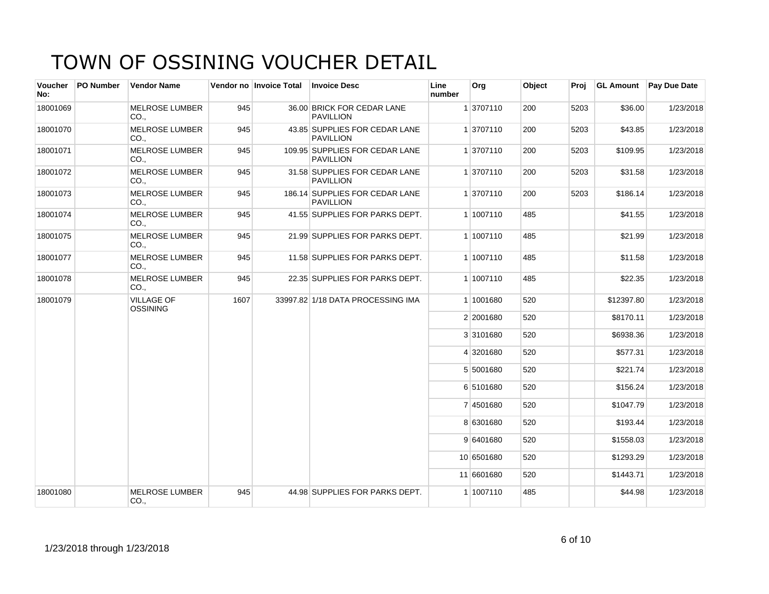# TOWN OF OSSINING VOUCHER DETAIL

| Voucher No: | PO Number | Vendor Name | Vendor no | Invoice Total | Invoice Desc | Line number | Org | Object | Proj | GL Amount | Pay Due Date |
|---|---|---|---|---|---|---|---|---|---|---|---|
| 18001069 | | MELROSE LUMBER CO., | 945 | 36.00 | BRICK FOR CEDAR LANE PAVILLION | 1 | 3707110 | 200 | 5203 | $36.00 | 1/23/2018 |
| 18001070 | | MELROSE LUMBER CO., | 945 | 43.85 | SUPPLIES FOR CEDAR LANE PAVILLION | 1 | 3707110 | 200 | 5203 | $43.85 | 1/23/2018 |
| 18001071 | | MELROSE LUMBER CO., | 945 | 109.95 | SUPPLIES FOR CEDAR LANE PAVILLION | 1 | 3707110 | 200 | 5203 | $109.95 | 1/23/2018 |
| 18001072 | | MELROSE LUMBER CO., | 945 | 31.58 | SUPPLIES FOR CEDAR LANE PAVILLION | 1 | 3707110 | 200 | 5203 | $31.58 | 1/23/2018 |
| 18001073 | | MELROSE LUMBER CO., | 945 | 186.14 | SUPPLIES FOR CEDAR LANE PAVILLION | 1 | 3707110 | 200 | 5203 | $186.14 | 1/23/2018 |
| 18001074 | | MELROSE LUMBER CO., | 945 | 41.55 | SUPPLIES FOR PARKS DEPT. | 1 | 1007110 | 485 | | $41.55 | 1/23/2018 |
| 18001075 | | MELROSE LUMBER CO., | 945 | 21.99 | SUPPLIES FOR PARKS DEPT. | 1 | 1007110 | 485 | | $21.99 | 1/23/2018 |
| 18001077 | | MELROSE LUMBER CO., | 945 | 11.58 | SUPPLIES FOR PARKS DEPT. | 1 | 1007110 | 485 | | $11.58 | 1/23/2018 |
| 18001078 | | MELROSE LUMBER CO., | 945 | 22.35 | SUPPLIES FOR PARKS DEPT. | 1 | 1007110 | 485 | | $22.35 | 1/23/2018 |
| 18001079 | | VILLAGE OF OSSINING | 1607 | 33997.82 | 1/18 DATA PROCESSING IMA | 1 | 1001680 | 520 | | $12397.80 | 1/23/2018 |
| | | | | | | 2 | 2001680 | 520 | | $8170.11 | 1/23/2018 |
| | | | | | | 3 | 3101680 | 520 | | $6938.36 | 1/23/2018 |
| | | | | | | 4 | 3201680 | 520 | | $577.31 | 1/23/2018 |
| | | | | | | 5 | 5001680 | 520 | | $221.74 | 1/23/2018 |
| | | | | | | 6 | 5101680 | 520 | | $156.24 | 1/23/2018 |
| | | | | | | 7 | 4501680 | 520 | | $1047.79 | 1/23/2018 |
| | | | | | | 8 | 6301680 | 520 | | $193.44 | 1/23/2018 |
| | | | | | | 9 | 6401680 | 520 | | $1558.03 | 1/23/2018 |
| | | | | | | 10 | 6501680 | 520 | | $1293.29 | 1/23/2018 |
| | | | | | | 11 | 6601680 | 520 | | $1443.71 | 1/23/2018 |
| 18001080 | | MELROSE LUMBER CO., | 945 | 44.98 | SUPPLIES FOR PARKS DEPT. | 1 | 1007110 | 485 | | $44.98 | 1/23/2018 |

1/23/2018 through 1/23/2018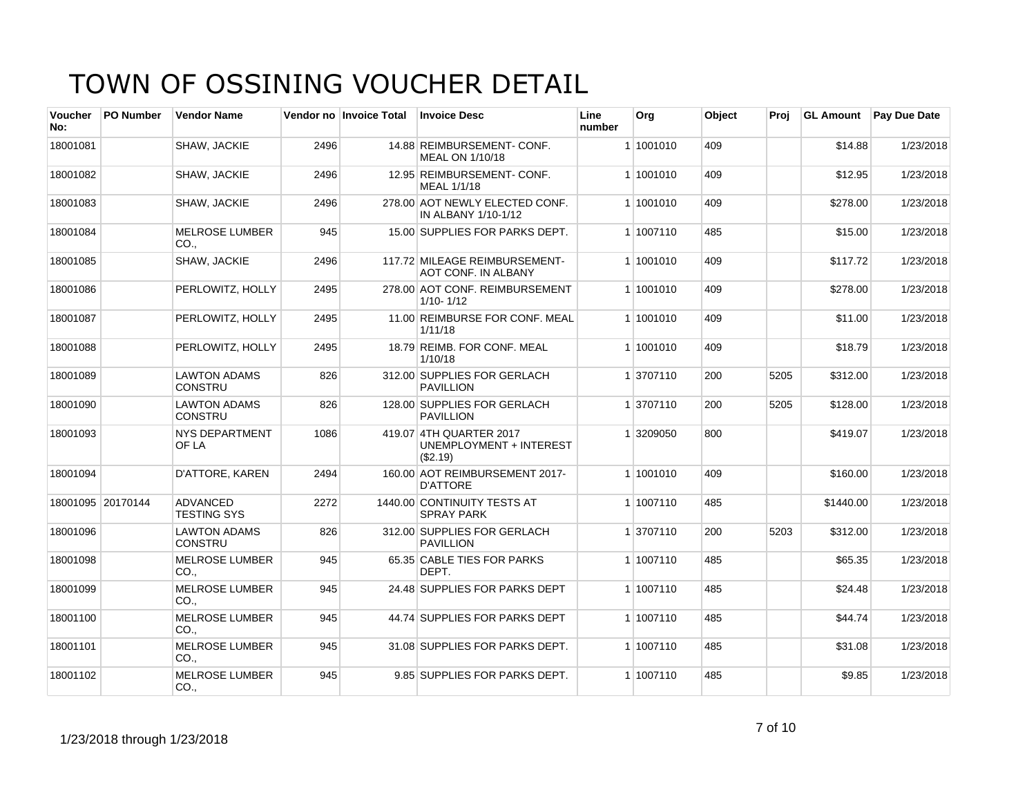# TOWN OF OSSINING VOUCHER DETAIL

| Voucher No: | PO Number | Vendor Name | Vendor no | Invoice Total | Invoice Desc | Line number | Org | Object | Proj | GL Amount | Pay Due Date |
|---|---|---|---|---|---|---|---|---|---|---|---|
| 18001081 | | SHAW, JACKIE | 2496 | 14.88 | REIMBURSEMENT- CONF. MEAL ON 1/10/18 | 1 | 1001010 | 409 | | $14.88 | 1/23/2018 |
| 18001082 | | SHAW, JACKIE | 2496 | 12.95 | REIMBURSEMENT- CONF. MEAL 1/1/18 | 1 | 1001010 | 409 | | $12.95 | 1/23/2018 |
| 18001083 | | SHAW, JACKIE | 2496 | 278.00 | AOT NEWLY ELECTED CONF. IN ALBANY 1/10-1/12 | 1 | 1001010 | 409 | | $278.00 | 1/23/2018 |
| 18001084 | | MELROSE LUMBER CO., | 945 | 15.00 | SUPPLIES FOR PARKS DEPT. | 1 | 1007110 | 485 | | $15.00 | 1/23/2018 |
| 18001085 | | SHAW, JACKIE | 2496 | 117.72 | MILEAGE REIMBURSEMENT- AOT CONF. IN ALBANY | 1 | 1001010 | 409 | | $117.72 | 1/23/2018 |
| 18001086 | | PERLOWITZ, HOLLY | 2495 | 278.00 | AOT CONF. REIMBURSEMENT 1/10- 1/12 | 1 | 1001010 | 409 | | $278.00 | 1/23/2018 |
| 18001087 | | PERLOWITZ, HOLLY | 2495 | 11.00 | REIMBURSE FOR CONF. MEAL 1/11/18 | 1 | 1001010 | 409 | | $11.00 | 1/23/2018 |
| 18001088 | | PERLOWITZ, HOLLY | 2495 | 18.79 | REIMB. FOR CONF. MEAL 1/10/18 | 1 | 1001010 | 409 | | $18.79 | 1/23/2018 |
| 18001089 | | LAWTON ADAMS CONSTRU | 826 | 312.00 | SUPPLIES FOR GERLACH PAVILLION | 1 | 3707110 | 200 | 5205 | $312.00 | 1/23/2018 |
| 18001090 | | LAWTON ADAMS CONSTRU | 826 | 128.00 | SUPPLIES FOR GERLACH PAVILLION | 1 | 3707110 | 200 | 5205 | $128.00 | 1/23/2018 |
| 18001093 | | NYS DEPARTMENT OF LA | 1086 | 419.07 | 4TH QUARTER 2017 UNEMPLOYMENT + INTEREST ($2.19) | 1 | 3209050 | 800 | | $419.07 | 1/23/2018 |
| 18001094 | | D'ATTORE, KAREN | 2494 | 160.00 | AOT REIMBURSEMENT 2017- D'ATTORE | 1 | 1001010 | 409 | | $160.00 | 1/23/2018 |
| 18001095 | 20170144 | ADVANCED TESTING SYS | 2272 | 1440.00 | CONTINUITY TESTS AT SPRAY PARK | 1 | 1007110 | 485 | | $1440.00 | 1/23/2018 |
| 18001096 | | LAWTON ADAMS CONSTRU | 826 | 312.00 | SUPPLIES FOR GERLACH PAVILLION | 1 | 3707110 | 200 | 5203 | $312.00 | 1/23/2018 |
| 18001098 | | MELROSE LUMBER CO., | 945 | 65.35 | CABLE TIES FOR PARKS DEPT. | 1 | 1007110 | 485 | | $65.35 | 1/23/2018 |
| 18001099 | | MELROSE LUMBER CO., | 945 | 24.48 | SUPPLIES FOR PARKS DEPT | 1 | 1007110 | 485 | | $24.48 | 1/23/2018 |
| 18001100 | | MELROSE LUMBER CO., | 945 | 44.74 | SUPPLIES FOR PARKS DEPT | 1 | 1007110 | 485 | | $44.74 | 1/23/2018 |
| 18001101 | | MELROSE LUMBER CO., | 945 | 31.08 | SUPPLIES FOR PARKS DEPT. | 1 | 1007110 | 485 | | $31.08 | 1/23/2018 |
| 18001102 | | MELROSE LUMBER CO., | 945 | 9.85 | SUPPLIES FOR PARKS DEPT. | 1 | 1007110 | 485 | | $9.85 | 1/23/2018 |

1/23/2018 through 1/23/2018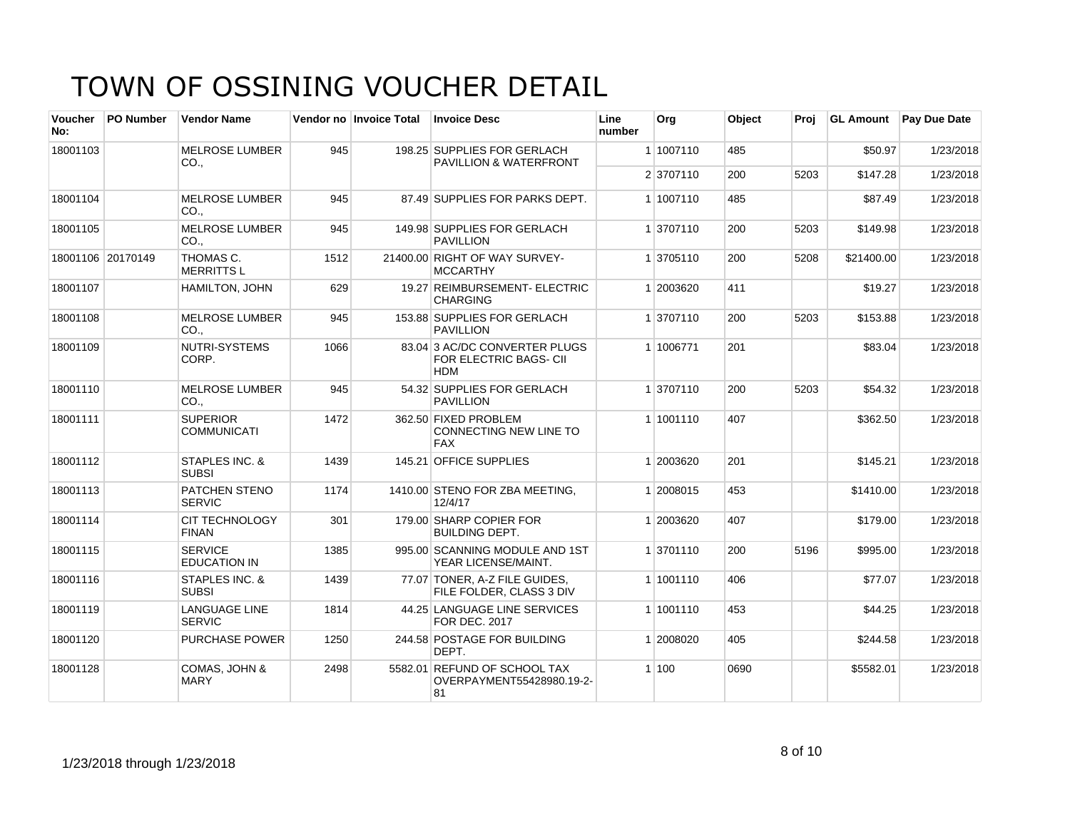# TOWN OF OSSINING VOUCHER DETAIL

| Voucher No: | PO Number | Vendor Name | Vendor no | Invoice Total | Invoice Desc | Line number | Org | Object | Proj | GL Amount | Pay Due Date |
|---|---|---|---|---|---|---|---|---|---|---|---|
| 18001103 | | MELROSE LUMBER CO., | 945 | 198.25 | SUPPLIES FOR GERLACH PAVILLION & WATERFRONT | 1 | 1007110 | 485 | | $50.97 | 1/23/2018 |
| | | | | | | 2 | 3707110 | 200 | 5203 | $147.28 | 1/23/2018 |
| 18001104 | | MELROSE LUMBER CO., | 945 | 87.49 | SUPPLIES FOR PARKS DEPT. | 1 | 1007110 | 485 | | $87.49 | 1/23/2018 |
| 18001105 | | MELROSE LUMBER CO., | 945 | 149.98 | SUPPLIES FOR GERLACH PAVILLION | 1 | 3707110 | 200 | 5203 | $149.98 | 1/23/2018 |
| 18001106 | 20170149 | THOMAS C. MERRITTS L | 1512 | 21400.00 | RIGHT OF WAY SURVEY-MCCARTHY | 1 | 3705110 | 200 | 5208 | $21400.00 | 1/23/2018 |
| 18001107 | | HAMILTON, JOHN | 629 | 19.27 | REIMBURSEMENT- ELECTRIC CHARGING | 1 | 2003620 | 411 | | $19.27 | 1/23/2018 |
| 18001108 | | MELROSE LUMBER CO., | 945 | 153.88 | SUPPLIES FOR GERLACH PAVILLION | 1 | 3707110 | 200 | 5203 | $153.88 | 1/23/2018 |
| 18001109 | | NUTRI-SYSTEMS CORP. | 1066 | 83.04 | 3 AC/DC CONVERTER PLUGS FOR ELECTRIC BAGS- CII HDM | 1 | 1006771 | 201 | | $83.04 | 1/23/2018 |
| 18001110 | | MELROSE LUMBER CO., | 945 | 54.32 | SUPPLIES FOR GERLACH PAVILLION | 1 | 3707110 | 200 | 5203 | $54.32 | 1/23/2018 |
| 18001111 | | SUPERIOR COMMUNICATI | 1472 | 362.50 | FIXED PROBLEM CONNECTING NEW LINE TO FAX | 1 | 1001110 | 407 | | $362.50 | 1/23/2018 |
| 18001112 | | STAPLES INC. & SUBSI | 1439 | 145.21 | OFFICE SUPPLIES | 1 | 2003620 | 201 | | $145.21 | 1/23/2018 |
| 18001113 | | PATCHEN STENO SERVIC | 1174 | 1410.00 | STENO FOR ZBA MEETING, 12/4/17 | 1 | 2008015 | 453 | | $1410.00 | 1/23/2018 |
| 18001114 | | CIT TECHNOLOGY FINAN | 301 | 179.00 | SHARP COPIER FOR BUILDING DEPT. | 1 | 2003620 | 407 | | $179.00 | 1/23/2018 |
| 18001115 | | SERVICE EDUCATION IN | 1385 | 995.00 | SCANNING MODULE AND 1ST YEAR LICENSE/MAINT. | 1 | 3701110 | 200 | 5196 | $995.00 | 1/23/2018 |
| 18001116 | | STAPLES INC. & SUBSI | 1439 | 77.07 | TONER, A-Z FILE GUIDES, FILE FOLDER, CLASS 3 DIV | 1 | 1001110 | 406 | | $77.07 | 1/23/2018 |
| 18001119 | | LANGUAGE LINE SERVIC | 1814 | 44.25 | LANGUAGE LINE SERVICES FOR DEC. 2017 | 1 | 1001110 | 453 | | $44.25 | 1/23/2018 |
| 18001120 | | PURCHASE POWER | 1250 | 244.58 | POSTAGE FOR BUILDING DEPT. | 1 | 2008020 | 405 | | $244.58 | 1/23/2018 |
| 18001128 | | COMAS, JOHN & MARY | 2498 | 5582.01 | REFUND OF SCHOOL TAX OVERPAYMENT55428980.19-2-81 | 1 | 100 | 0690 | | $5582.01 | 1/23/2018 |

1/23/2018 through 1/23/2018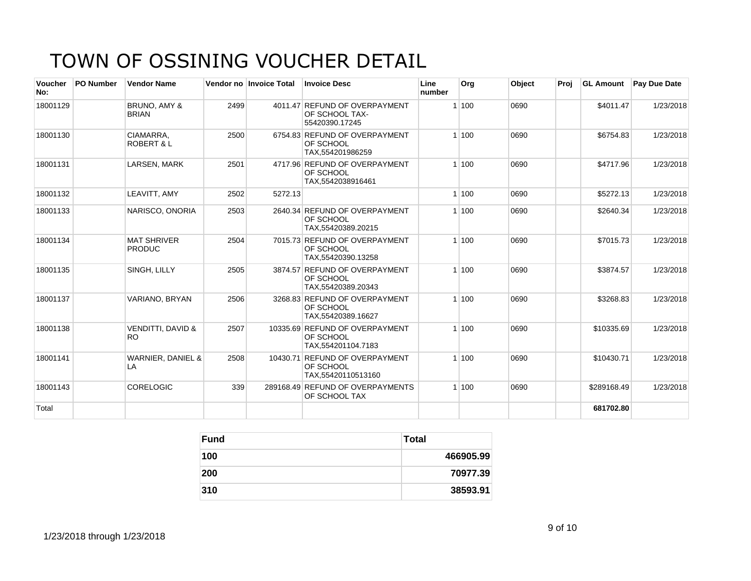# TOWN OF OSSINING VOUCHER DETAIL

| Voucher No: | PO Number | Vendor Name | Vendor no | Invoice Total | Invoice Desc | Line number | Org | Object | Proj | GL Amount | Pay Due Date |
|---|---|---|---|---|---|---|---|---|---|---|---|
| 18001129 | | BRUNO, AMY & BRIAN | 2499 | 4011.47 | REFUND OF OVERPAYMENT OF SCHOOL TAX-55420390.17245 | 1 | 100 | 0690 | | $4011.47 | 1/23/2018 |
| 18001130 | | CIAMARRA, ROBERT & L | 2500 | 6754.83 | REFUND OF OVERPAYMENT OF SCHOOL TAX,554201986259 | 1 | 100 | 0690 | | $6754.83 | 1/23/2018 |
| 18001131 | | LARSEN, MARK | 2501 | 4717.96 | REFUND OF OVERPAYMENT OF SCHOOL TAX,5542038916461 | 1 | 100 | 0690 | | $4717.96 | 1/23/2018 |
| 18001132 | | LEAVITT, AMY | 2502 | 5272.13 | | 1 | 100 | 0690 | | $5272.13 | 1/23/2018 |
| 18001133 | | NARISCO, ONORIA | 2503 | 2640.34 | REFUND OF OVERPAYMENT OF SCHOOL TAX,55420389.20215 | 1 | 100 | 0690 | | $2640.34 | 1/23/2018 |
| 18001134 | | MAT SHRIVER PRODUC | 2504 | 7015.73 | REFUND OF OVERPAYMENT OF SCHOOL TAX,55420390.13258 | 1 | 100 | 0690 | | $7015.73 | 1/23/2018 |
| 18001135 | | SINGH, LILLY | 2505 | 3874.57 | REFUND OF OVERPAYMENT OF SCHOOL TAX,55420389.20343 | 1 | 100 | 0690 | | $3874.57 | 1/23/2018 |
| 18001137 | | VARIANO, BRYAN | 2506 | 3268.83 | REFUND OF OVERPAYMENT OF SCHOOL TAX,55420389.16627 | 1 | 100 | 0690 | | $3268.83 | 1/23/2018 |
| 18001138 | | VENDITTI, DAVID & RO | 2507 | 10335.69 | REFUND OF OVERPAYMENT OF SCHOOL TAX,554201104.7183 | 1 | 100 | 0690 | | $10335.69 | 1/23/2018 |
| 18001141 | | WARNIER, DANIEL & LA | 2508 | 10430.71 | REFUND OF OVERPAYMENT OF SCHOOL TAX,55420110513160 | 1 | 100 | 0690 | | $10430.71 | 1/23/2018 |
| 18001143 | | CORELOGIC | 339 | 289168.49 | REFUND OF OVERPAYMENTS OF SCHOOL TAX | 1 | 100 | 0690 | | $289168.49 | 1/23/2018 |
| Total | | | | | | | | | | **681702.80** | |

| Fund | Total |
|---|---|
| **100** | **466905.99** |
| **200** | **70977.39** |
| **310** | **38593.91** |

1/23/2018 through 1/23/2018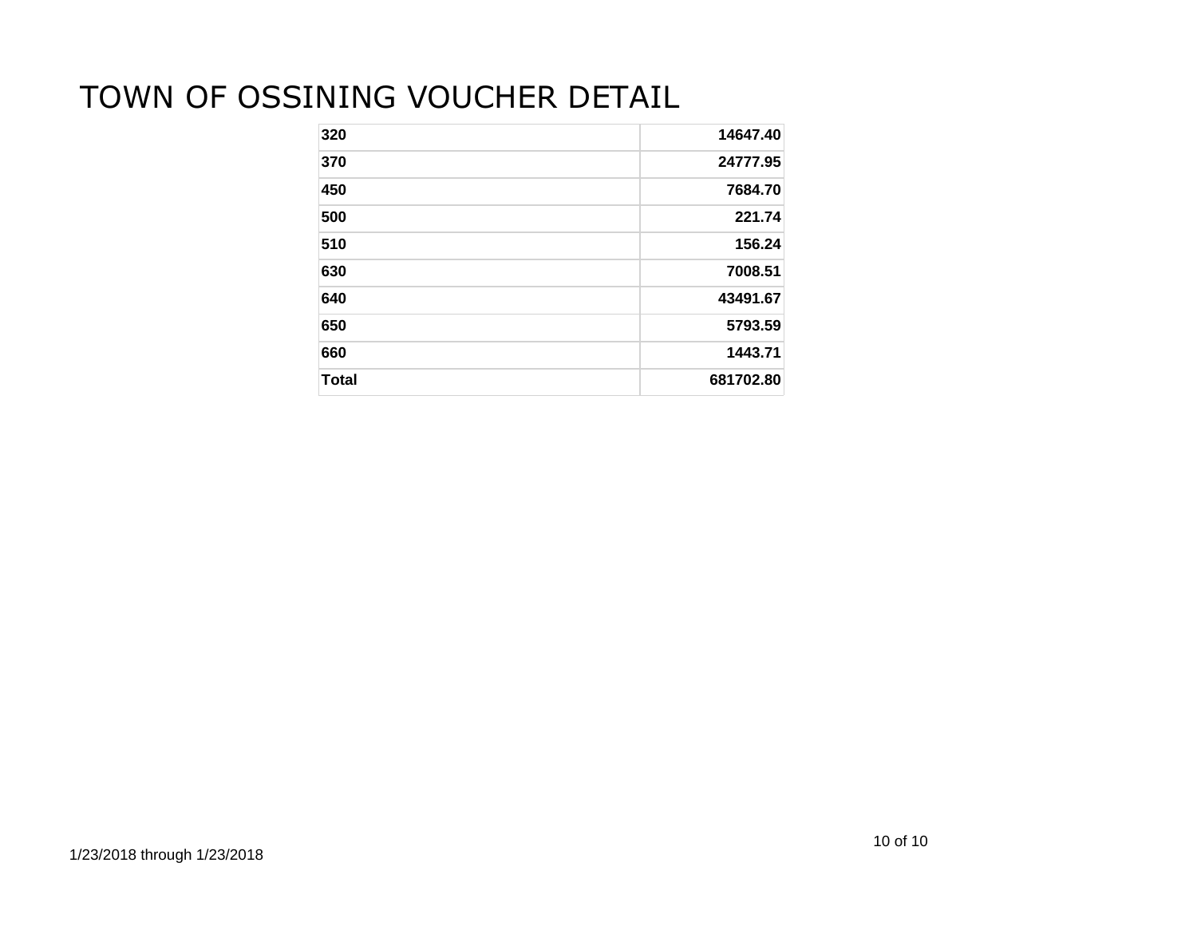# TOWN OF OSSINING VOUCHER DETAIL

| | |
|---|---|
| **320** | **14647.40** |
| **370** | **24777.95** |
| **450** | **7684.70** |
| **500** | **221.74** |
| **510** | **156.24** |
| **630** | **7008.51** |
| **640** | **43491.67** |
| **650** | **5793.59** |
| **660** | **1443.71** |
| **Total** | **681702.80** |

1/23/2018 through 1/23/2018